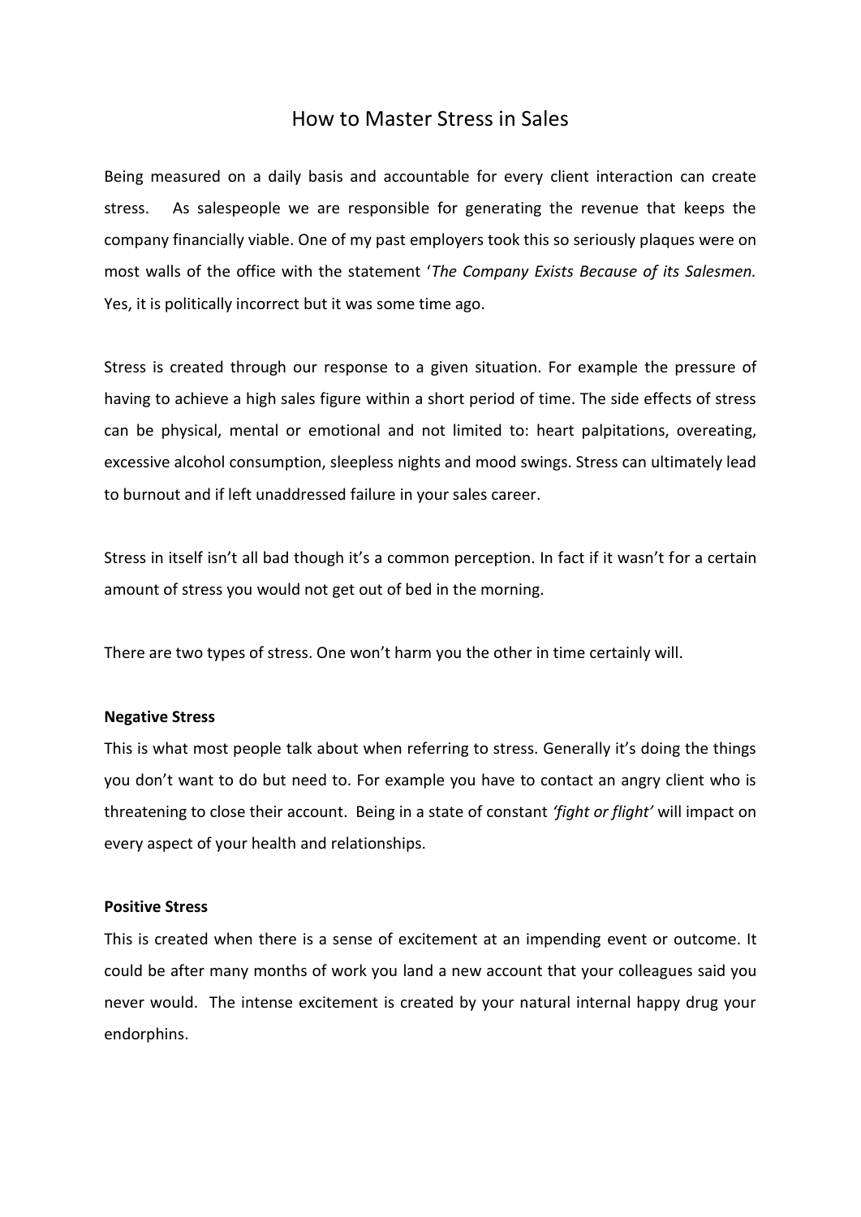# How to Master Stress in Sales

Being measured on a daily basis and accountable for every client interaction can create stress. As salespeople we are responsible for generating the revenue that keeps the company financially viable. One of my past employers took this so seriously plaques were on most walls of the office with the statement '*The Company Exists Because of its Salesmen.* Yes, it is politically incorrect but it was some time ago.

Stress is created through our response to a given situation. For example the pressure of having to achieve a high sales figure within a short period of time. The side effects of stress can be physical, mental or emotional and not limited to: heart palpitations, overeating, excessive alcohol consumption, sleepless nights and mood swings. Stress can ultimately lead to burnout and if left unaddressed failure in your sales career.

Stress in itself isn't all bad though it's a common perception. In fact if it wasn't for a certain amount of stress you would not get out of bed in the morning.

There are two types of stress. One won't harm you the other in time certainly will.

**Negative Stress**

This is what most people talk about when referring to stress. Generally it's doing the things you don't want to do but need to. For example you have to contact an angry client who is threatening to close their account. Being in a state of constant *'fight or flight'* will impact on every aspect of your health and relationships.

**Positive Stress**

This is created when there is a sense of excitement at an impending event or outcome. It could be after many months of work you land a new account that your colleagues said you never would. The intense excitement is created by your natural internal happy drug your endorphins.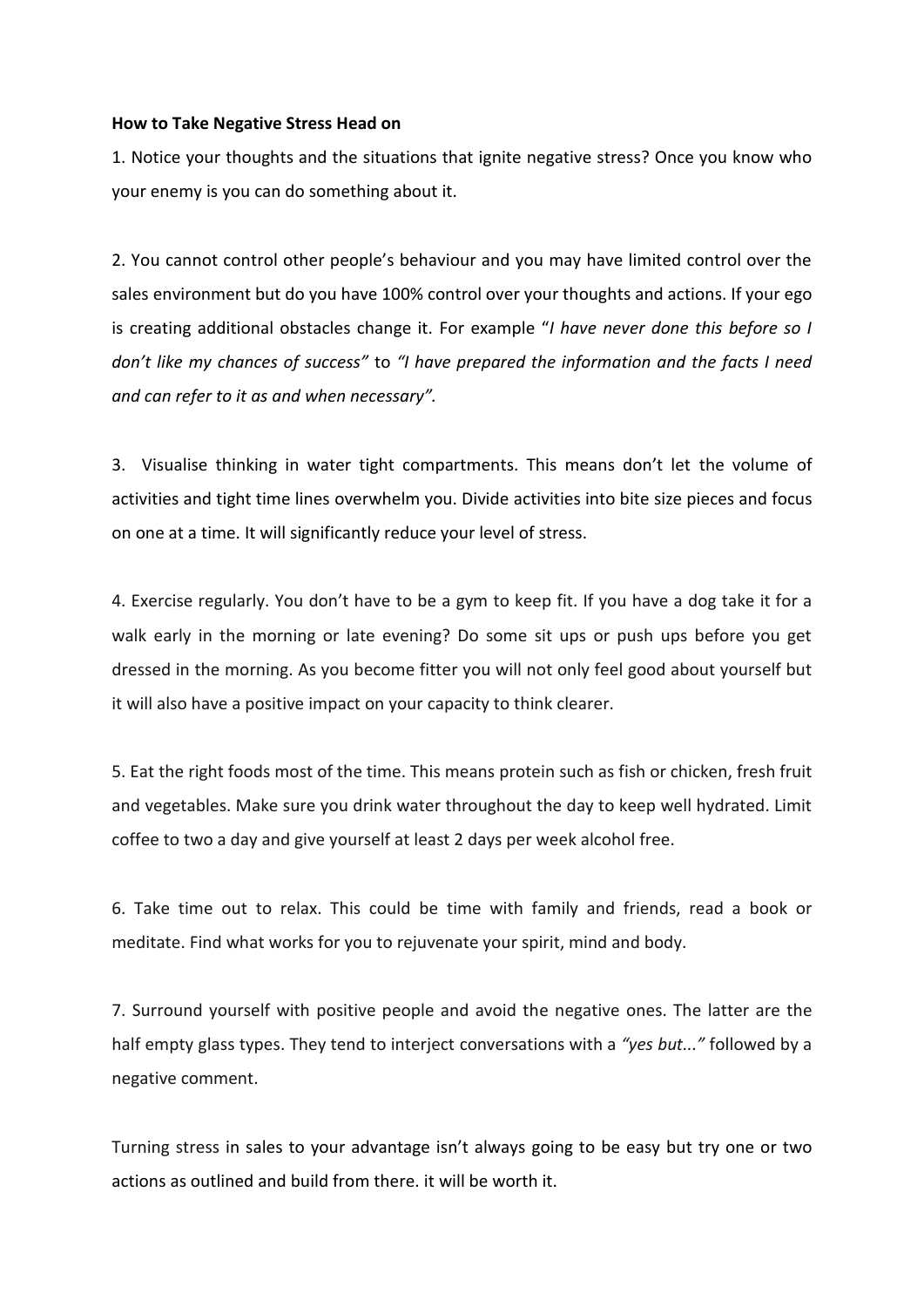**How to Take Negative Stress Head on**

1. Notice your thoughts and the situations that ignite negative stress? Once you know who your enemy is you can do something about it.

2. You cannot control other people's behaviour and you may have limited control over the sales environment but do you have 100% control over your thoughts and actions. If your ego is creating additional obstacles change it. For example "*I have never done this before so I don't like my chances of success"* to *"I have prepared the information and the facts I need and can refer to it as and when necessary".*

3. Visualise thinking in water tight compartments. This means don't let the volume of activities and tight time lines overwhelm you. Divide activities into bite size pieces and focus on one at a time. It will significantly reduce your level of stress.

4. Exercise regularly. You don't have to be a gym to keep fit. If you have a dog take it for a walk early in the morning or late evening? Do some sit ups or push ups before you get dressed in the morning. As you become fitter you will not only feel good about yourself but it will also have a positive impact on your capacity to think clearer.

5. Eat the right foods most of the time. This means protein such as fish or chicken, fresh fruit and vegetables. Make sure you drink water throughout the day to keep well hydrated. Limit coffee to two a day and give yourself at least 2 days per week alcohol free.

6. Take time out to relax. This could be time with family and friends, read a book or meditate. Find what works for you to rejuvenate your spirit, mind and body.

7. Surround yourself with positive people and avoid the negative ones. The latter are the half empty glass types. They tend to interject conversations with a *"yes but..."* followed by a negative comment.

Turning stress in sales to your advantage isn't always going to be easy but try one or two actions as outlined and build from there. it will be worth it.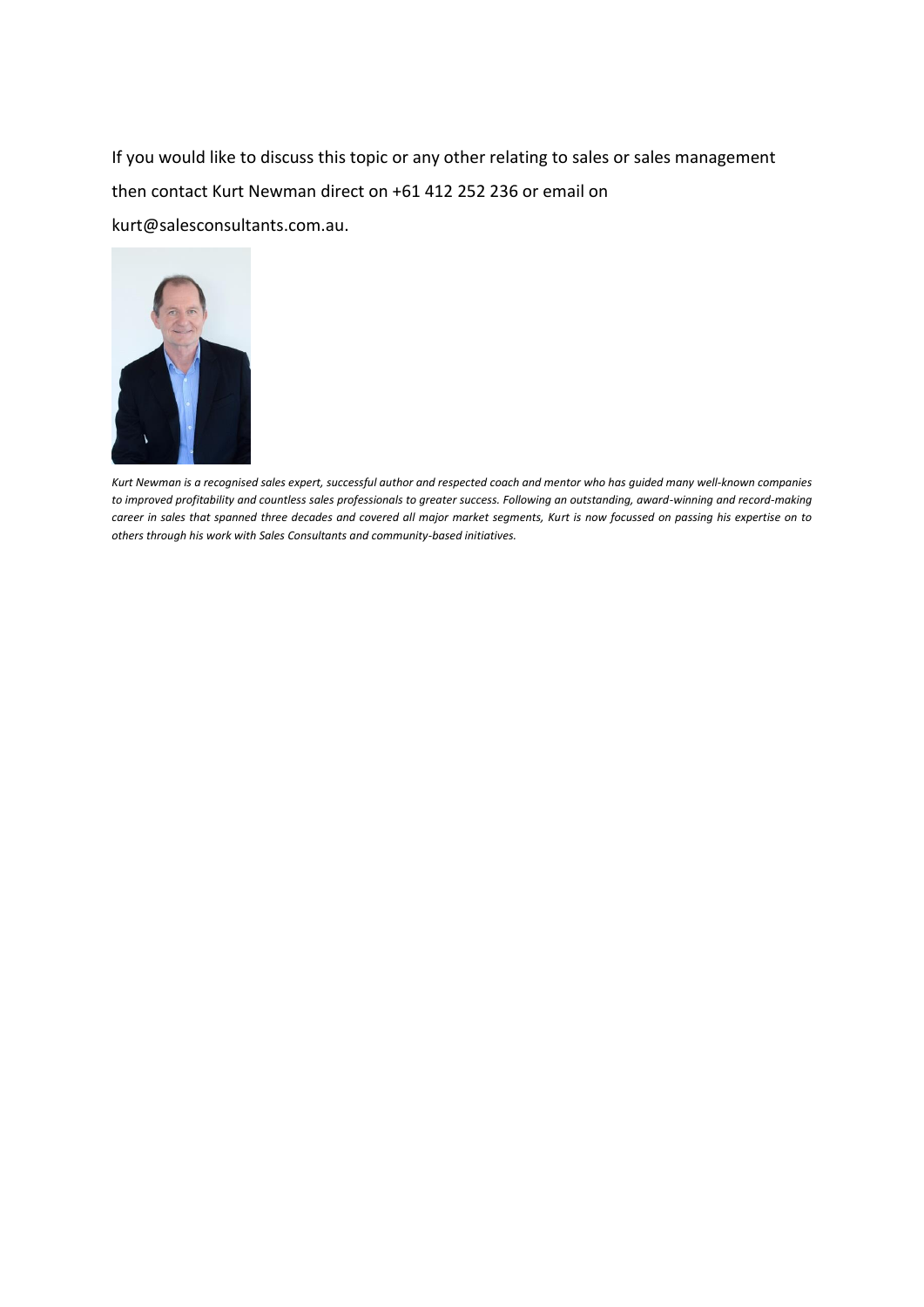If you would like to discuss this topic or any other relating to sales or sales management then contact Kurt Newman direct on +61 412 252 236 or email on kurt@salesconsultants.com.au.

*Kurt Newman is a recognised sales expert, successful author and respected coach and mentor who has guided many well-known companies to improved profitability and countless sales professionals to greater success. Following an outstanding, award-winning and record-making career in sales that spanned three decades and covered all major market segments, Kurt is now focussed on passing his expertise on to others through his work with Sales Consultants and community-based initiatives.*